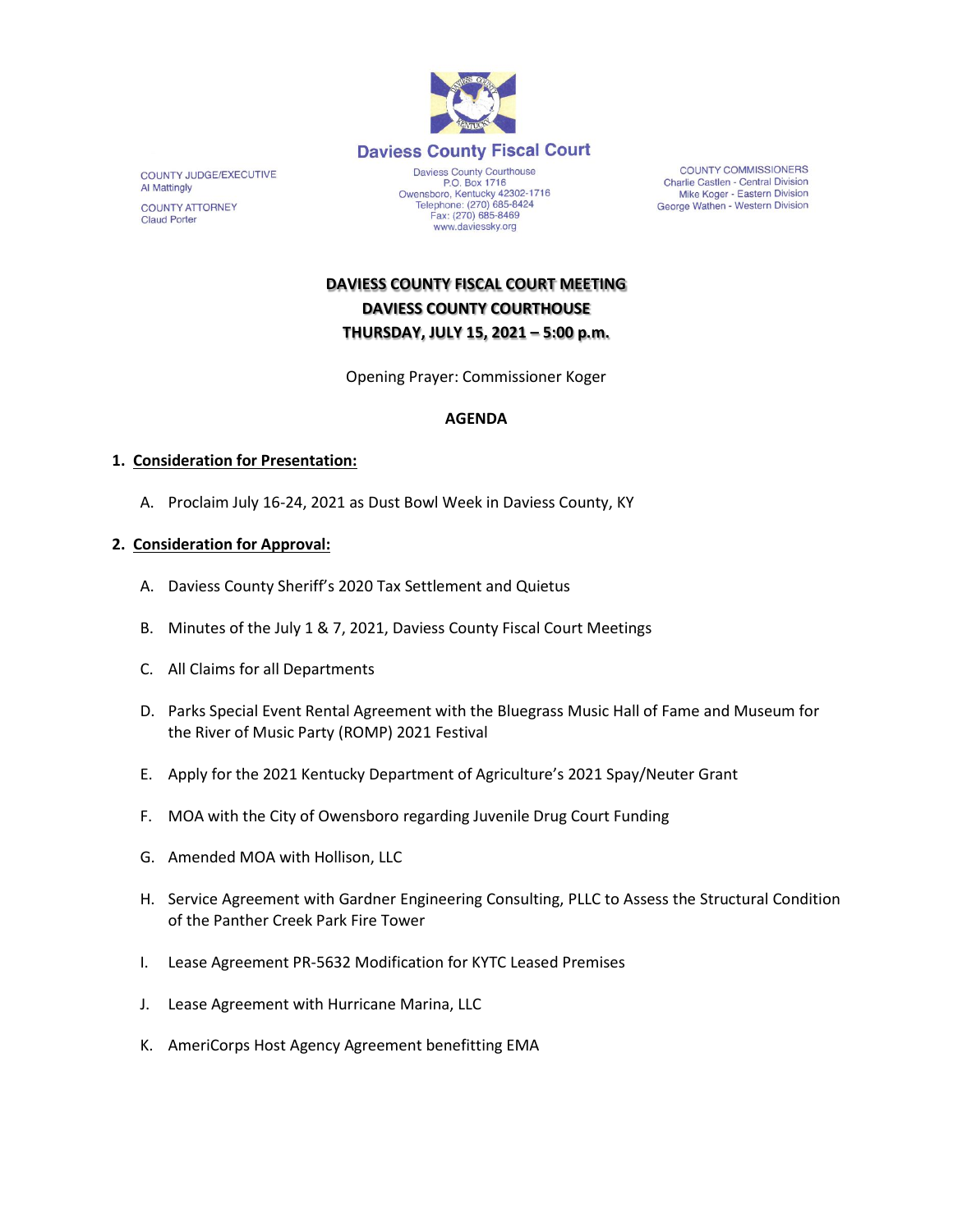# Daviess County Fiscal Court

COUNTY JUDGE/EXECUTIVE
Al Mattingly

COUNTY ATTORNEY
Claud Porter

Daviess County Courthouse
P.O. Box 1716
Owensboro, Kentucky 42302-1716
Telephone: (270) 685-8424
Fax: (270) 685-8469
www.daviessky.org

COUNTY COMMISSIONERS
Charlie Castlen - Central Division
Mike Koger - Eastern Division
George Wathen - Western Division

**DAVIESS COUNTY FISCAL COURT MEETING**
**DAVIESS COUNTY COURTHOUSE**
**THURSDAY, JULY 15, 2021 – 5:00 p.m.**

Opening Prayer: Commissioner Koger

**AGENDA**

1. **Consideration for Presentation:**

   A. Proclaim July 16-24, 2021 as Dust Bowl Week in Daviess County, KY

2. **Consideration for Approval:**

   A. Daviess County Sheriff's 2020 Tax Settlement and Quietus

   B. Minutes of the July 1 & 7, 2021, Daviess County Fiscal Court Meetings

   C. All Claims for all Departments

   D. Parks Special Event Rental Agreement with the Bluegrass Music Hall of Fame and Museum for the River of Music Party (ROMP) 2021 Festival

   E. Apply for the 2021 Kentucky Department of Agriculture's 2021 Spay/Neuter Grant

   F. MOA with the City of Owensboro regarding Juvenile Drug Court Funding

   G. Amended MOA with Hollison, LLC

   H. Service Agreement with Gardner Engineering Consulting, PLLC to Assess the Structural Condition of the Panther Creek Park Fire Tower

   I. Lease Agreement PR-5632 Modification for KYTC Leased Premises

   J. Lease Agreement with Hurricane Marina, LLC

   K. AmeriCorps Host Agency Agreement benefitting EMA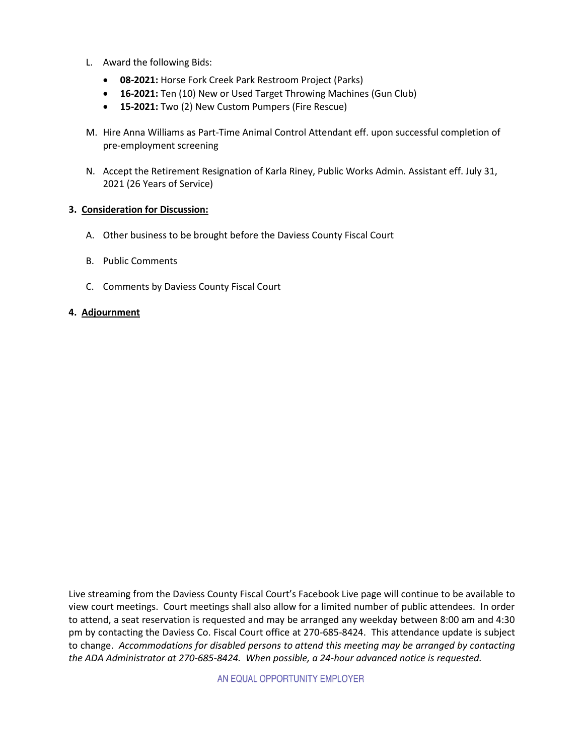L. Award the following Bids:
   - **08-2021:** Horse Fork Creek Park Restroom Project (Parks)
   - **16-2021:** Ten (10) New or Used Target Throwing Machines (Gun Club)
   - **15-2021:** Two (2) New Custom Pumpers (Fire Rescue)

M. Hire Anna Williams as Part-Time Animal Control Attendant eff. upon successful completion of pre-employment screening

N. Accept the Retirement Resignation of Karla Riney, Public Works Admin. Assistant eff. July 31, 2021 (26 Years of Service)

**3. <u>Consideration for Discussion:</u>**

A. Other business to be brought before the Daviess County Fiscal Court

B. Public Comments

C. Comments by Daviess County Fiscal Court

**4. <u>Adjournment</u>**

Live streaming from the Daviess County Fiscal Court's Facebook Live page will continue to be available to view court meetings. Court meetings shall also allow for a limited number of public attendees. In order to attend, a seat reservation is requested and may be arranged any weekday between 8:00 am and 4:30 pm by contacting the Daviess Co. Fiscal Court office at 270-685-8424. This attendance update is subject to change. *Accommodations for disabled persons to attend this meeting may be arranged by contacting the ADA Administrator at 270-685-8424. When possible, a 24-hour advanced notice is requested.*

AN EQUAL OPPORTUNITY EMPLOYER